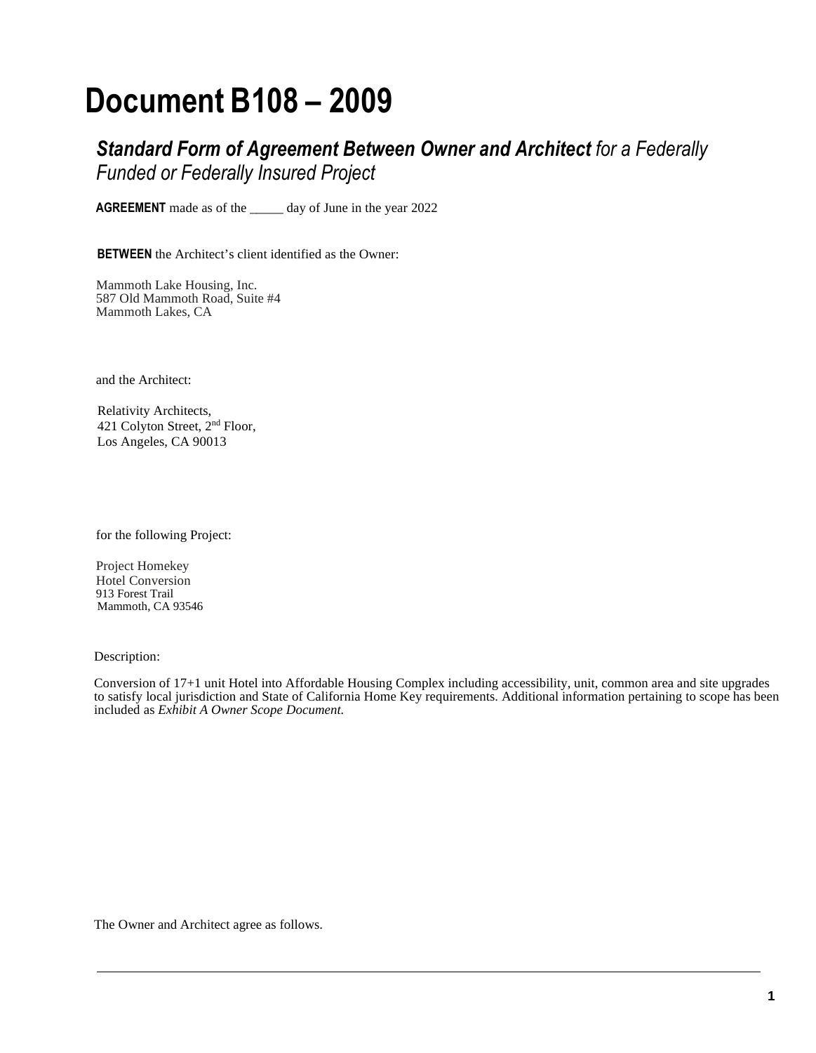# Document B108 – 2009

## ***Standard Form of Agreement Between Owner and Architect*** *for a Federally Funded or Federally Insured Project*

**AGREEMENT** made as of the _____ day of June in the year 2022

**BETWEEN** the Architect's client identified as the Owner:

Mammoth Lake Housing, Inc.
587 Old Mammoth Road, Suite #4
Mammoth Lakes, CA

and the Architect:

Relativity Architects,
421 Colyton Street, 2nd Floor,
Los Angeles, CA 90013

for the following Project:

Project Homekey
Hotel Conversion
913 Forest Trail
Mammoth, CA 93546

Description:

Conversion of 17+1 unit Hotel into Affordable Housing Complex including accessibility, unit, common area and site upgrades to satisfy local jurisdiction and State of California Home Key requirements. Additional information pertaining to scope has been included as *Exhibit A Owner Scope Document.*

The Owner and Architect agree as follows.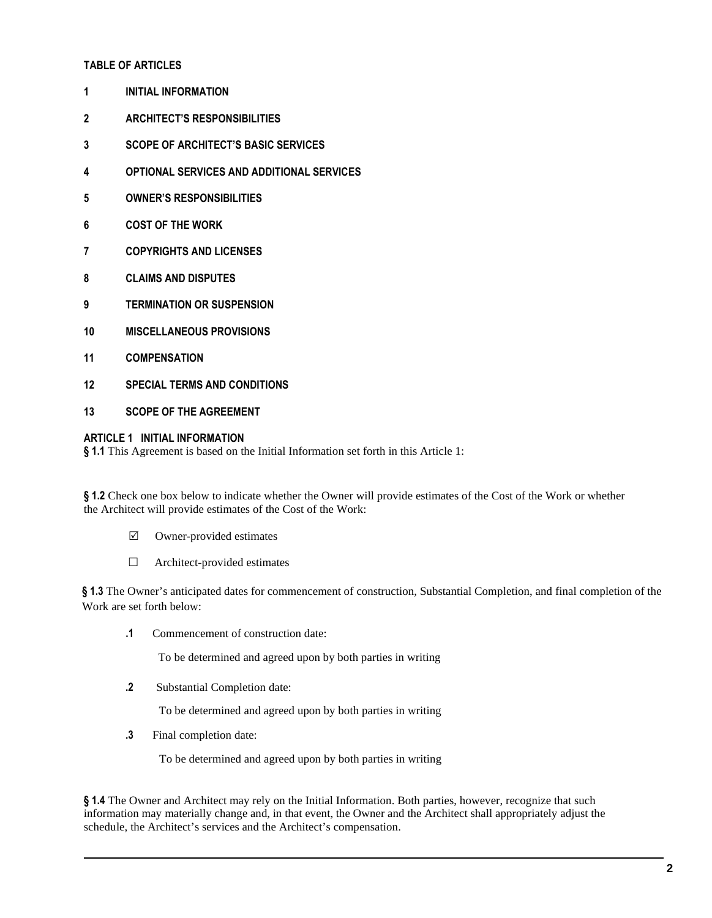**TABLE OF ARTICLES**

**1 INITIAL INFORMATION**

**2 ARCHITECT'S RESPONSIBILITIES**

**3 SCOPE OF ARCHITECT'S BASIC SERVICES**

**4 OPTIONAL SERVICES AND ADDITIONAL SERVICES**

**5 OWNER'S RESPONSIBILITIES**

**6 COST OF THE WORK**

**7 COPYRIGHTS AND LICENSES**

**8 CLAIMS AND DISPUTES**

**9 TERMINATION OR SUSPENSION**

**10 MISCELLANEOUS PROVISIONS**

**11 COMPENSATION**

**12 SPECIAL TERMS AND CONDITIONS**

**13 SCOPE OF THE AGREEMENT**

## ARTICLE 1 INITIAL INFORMATION

**§ 1.1** This Agreement is based on the Initial Information set forth in this Article 1:

**§ 1.2** Check one box below to indicate whether the Owner will provide estimates of the Cost of the Work or whether the Architect will provide estimates of the Cost of the Work:

☑ Owner-provided estimates

☐ Architect-provided estimates

**§ 1.3** The Owner's anticipated dates for commencement of construction, Substantial Completion, and final completion of the Work are set forth below:

**.1** Commencement of construction date:

To be determined and agreed upon by both parties in writing

**.2** Substantial Completion date:

To be determined and agreed upon by both parties in writing

**.3** Final completion date:

To be determined and agreed upon by both parties in writing

**§ 1.4** The Owner and Architect may rely on the Initial Information. Both parties, however, recognize that such information may materially change and, in that event, the Owner and the Architect shall appropriately adjust the schedule, the Architect's services and the Architect's compensation.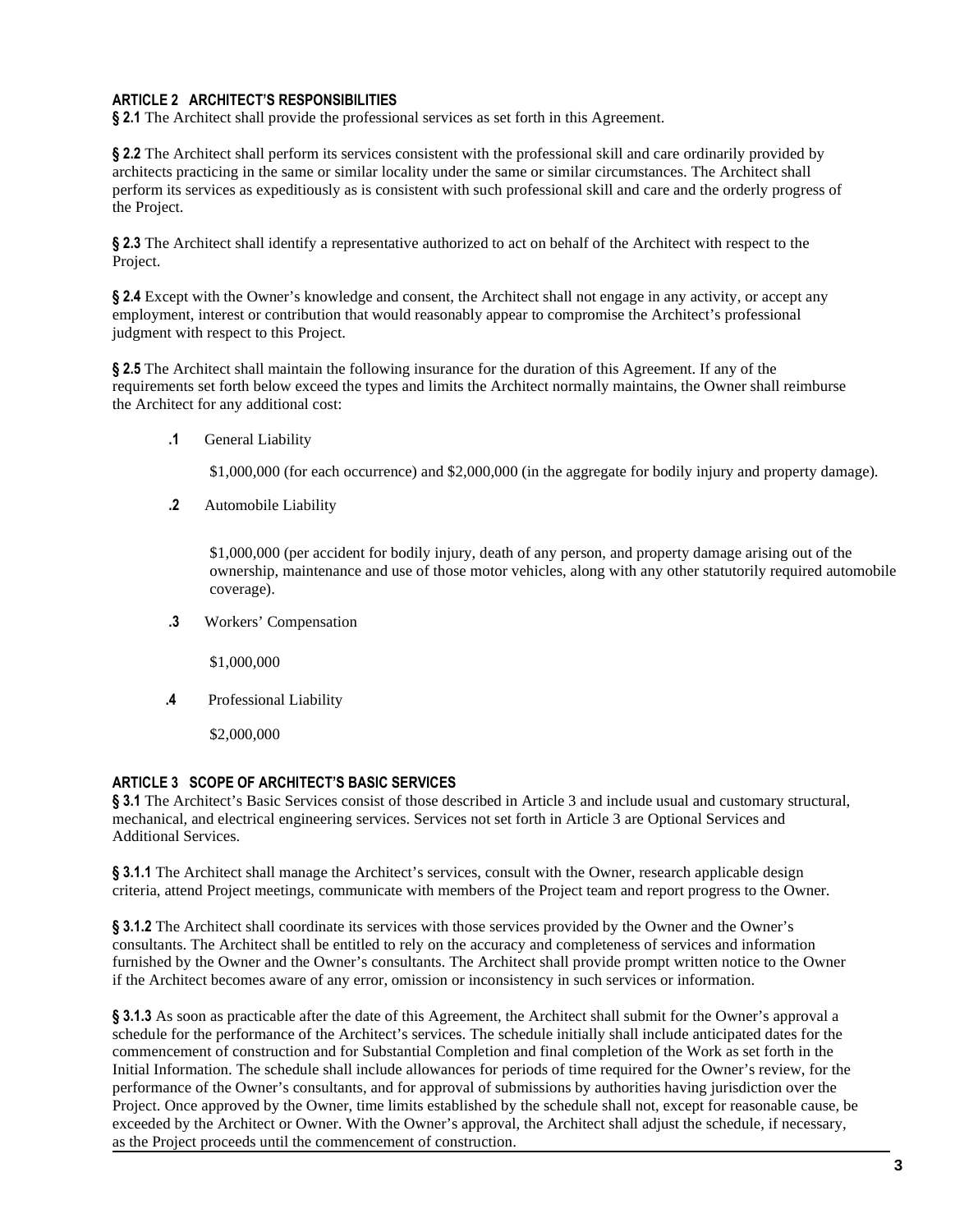## ARTICLE 2 ARCHITECT'S RESPONSIBILITIES

**§ 2.1** The Architect shall provide the professional services as set forth in this Agreement.

**§ 2.2** The Architect shall perform its services consistent with the professional skill and care ordinarily provided by architects practicing in the same or similar locality under the same or similar circumstances. The Architect shall perform its services as expeditiously as is consistent with such professional skill and care and the orderly progress of the Project.

**§ 2.3** The Architect shall identify a representative authorized to act on behalf of the Architect with respect to the Project.

**§ 2.4** Except with the Owner's knowledge and consent, the Architect shall not engage in any activity, or accept any employment, interest or contribution that would reasonably appear to compromise the Architect's professional judgment with respect to this Project.

**§ 2.5** The Architect shall maintain the following insurance for the duration of this Agreement. If any of the requirements set forth below exceed the types and limits the Architect normally maintains, the Owner shall reimburse the Architect for any additional cost:

**.1** General Liability

$1,000,000 (for each occurrence) and $2,000,000 (in the aggregate for bodily injury and property damage).

**.2** Automobile Liability

$1,000,000 (per accident for bodily injury, death of any person, and property damage arising out of the ownership, maintenance and use of those motor vehicles, along with any other statutorily required automobile coverage).

**.3** Workers' Compensation

$1,000,000

**.4** Professional Liability

$2,000,000

## ARTICLE 3 SCOPE OF ARCHITECT'S BASIC SERVICES

**§ 3.1** The Architect's Basic Services consist of those described in Article 3 and include usual and customary structural, mechanical, and electrical engineering services. Services not set forth in Article 3 are Optional Services and Additional Services.

**§ 3.1.1** The Architect shall manage the Architect's services, consult with the Owner, research applicable design criteria, attend Project meetings, communicate with members of the Project team and report progress to the Owner.

**§ 3.1.2** The Architect shall coordinate its services with those services provided by the Owner and the Owner's consultants. The Architect shall be entitled to rely on the accuracy and completeness of services and information furnished by the Owner and the Owner's consultants. The Architect shall provide prompt written notice to the Owner if the Architect becomes aware of any error, omission or inconsistency in such services or information.

**§ 3.1.3** As soon as practicable after the date of this Agreement, the Architect shall submit for the Owner's approval a schedule for the performance of the Architect's services. The schedule initially shall include anticipated dates for the commencement of construction and for Substantial Completion and final completion of the Work as set forth in the Initial Information. The schedule shall include allowances for periods of time required for the Owner's review, for the performance of the Owner's consultants, and for approval of submissions by authorities having jurisdiction over the Project. Once approved by the Owner, time limits established by the schedule shall not, except for reasonable cause, be exceeded by the Architect or Owner. With the Owner's approval, the Architect shall adjust the schedule, if necessary, as the Project proceeds until the commencement of construction.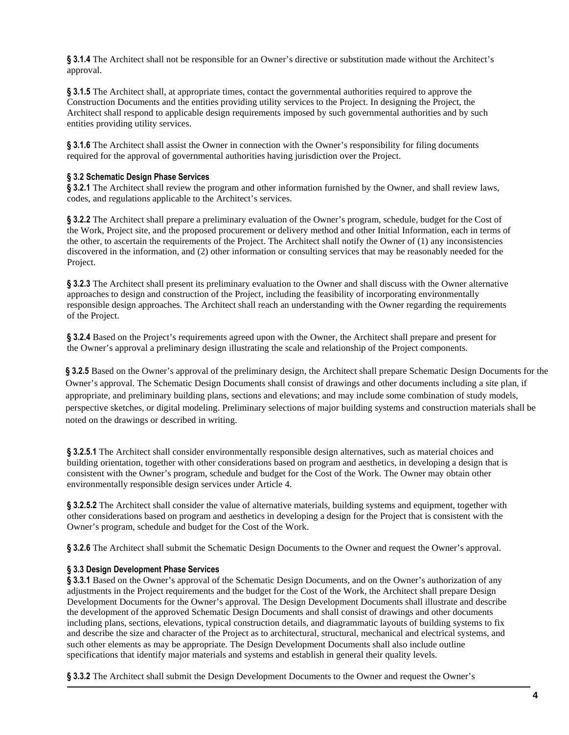**§ 3.1.4** The Architect shall not be responsible for an Owner's directive or substitution made without the Architect's approval.

**§ 3.1.5** The Architect shall, at appropriate times, contact the governmental authorities required to approve the Construction Documents and the entities providing utility services to the Project. In designing the Project, the Architect shall respond to applicable design requirements imposed by such governmental authorities and by such entities providing utility services.

**§ 3.1.6** The Architect shall assist the Owner in connection with the Owner's responsibility for filing documents required for the approval of governmental authorities having jurisdiction over the Project.

**§ 3.2 Schematic Design Phase Services**

**§ 3.2.1** The Architect shall review the program and other information furnished by the Owner, and shall review laws, codes, and regulations applicable to the Architect's services.

**§ 3.2.2** The Architect shall prepare a preliminary evaluation of the Owner's program, schedule, budget for the Cost of the Work, Project site, and the proposed procurement or delivery method and other Initial Information, each in terms of the other, to ascertain the requirements of the Project. The Architect shall notify the Owner of (1) any inconsistencies discovered in the information, and (2) other information or consulting services that may be reasonably needed for the Project.

**§ 3.2.3** The Architect shall present its preliminary evaluation to the Owner and shall discuss with the Owner alternative approaches to design and construction of the Project, including the feasibility of incorporating environmentally responsible design approaches. The Architect shall reach an understanding with the Owner regarding the requirements of the Project.

**§ 3.2.4** Based on the Project's requirements agreed upon with the Owner, the Architect shall prepare and present for the Owner's approval a preliminary design illustrating the scale and relationship of the Project components.

**§ 3.2.5** Based on the Owner's approval of the preliminary design, the Architect shall prepare Schematic Design Documents for the Owner's approval. The Schematic Design Documents shall consist of drawings and other documents including a site plan, if appropriate, and preliminary building plans, sections and elevations; and may include some combination of study models, perspective sketches, or digital modeling. Preliminary selections of major building systems and construction materials shall be noted on the drawings or described in writing.

**§ 3.2.5.1** The Architect shall consider environmentally responsible design alternatives, such as material choices and building orientation, together with other considerations based on program and aesthetics, in developing a design that is consistent with the Owner's program, schedule and budget for the Cost of the Work. The Owner may obtain other environmentally responsible design services under Article 4.

**§ 3.2.5.2** The Architect shall consider the value of alternative materials, building systems and equipment, together with other considerations based on program and aesthetics in developing a design for the Project that is consistent with the Owner's program, schedule and budget for the Cost of the Work.

**§ 3.2.6** The Architect shall submit the Schematic Design Documents to the Owner and request the Owner's approval.

**§ 3.3 Design Development Phase Services**

**§ 3.3.1** Based on the Owner's approval of the Schematic Design Documents, and on the Owner's authorization of any adjustments in the Project requirements and the budget for the Cost of the Work, the Architect shall prepare Design Development Documents for the Owner's approval. The Design Development Documents shall illustrate and describe the development of the approved Schematic Design Documents and shall consist of drawings and other documents including plans, sections, elevations, typical construction details, and diagrammatic layouts of building systems to fix and describe the size and character of the Project as to architectural, structural, mechanical and electrical systems, and such other elements as may be appropriate. The Design Development Documents shall also include outline specifications that identify major materials and systems and establish in general their quality levels.

**§ 3.3.2** The Architect shall submit the Design Development Documents to the Owner and request the Owner's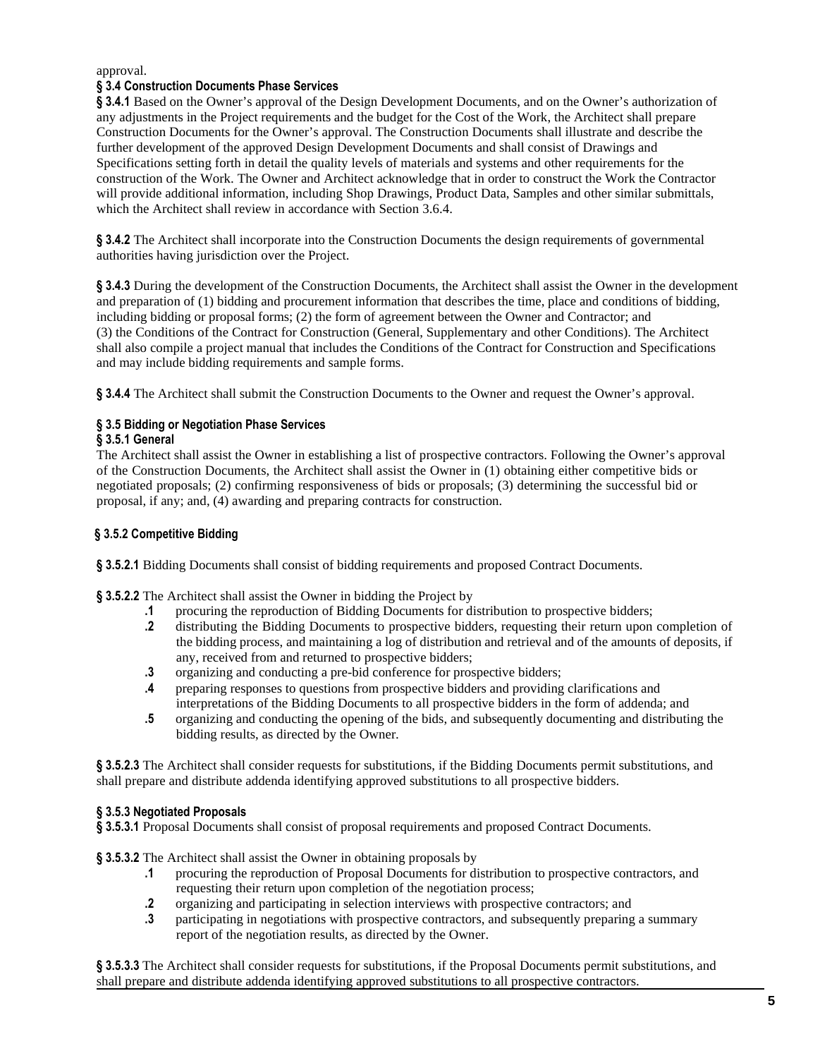approval.

**§ 3.4 Construction Documents Phase Services**

**§ 3.4.1** Based on the Owner's approval of the Design Development Documents, and on the Owner's authorization of any adjustments in the Project requirements and the budget for the Cost of the Work, the Architect shall prepare Construction Documents for the Owner's approval. The Construction Documents shall illustrate and describe the further development of the approved Design Development Documents and shall consist of Drawings and Specifications setting forth in detail the quality levels of materials and systems and other requirements for the construction of the Work. The Owner and Architect acknowledge that in order to construct the Work the Contractor will provide additional information, including Shop Drawings, Product Data, Samples and other similar submittals, which the Architect shall review in accordance with Section 3.6.4.

**§ 3.4.2** The Architect shall incorporate into the Construction Documents the design requirements of governmental authorities having jurisdiction over the Project.

**§ 3.4.3** During the development of the Construction Documents, the Architect shall assist the Owner in the development and preparation of (1) bidding and procurement information that describes the time, place and conditions of bidding, including bidding or proposal forms; (2) the form of agreement between the Owner and Contractor; and (3) the Conditions of the Contract for Construction (General, Supplementary and other Conditions). The Architect shall also compile a project manual that includes the Conditions of the Contract for Construction and Specifications and may include bidding requirements and sample forms.

**§ 3.4.4** The Architect shall submit the Construction Documents to the Owner and request the Owner's approval.

**§ 3.5 Bidding or Negotiation Phase Services**

**§ 3.5.1 General**

The Architect shall assist the Owner in establishing a list of prospective contractors. Following the Owner's approval of the Construction Documents, the Architect shall assist the Owner in (1) obtaining either competitive bids or negotiated proposals; (2) confirming responsiveness of bids or proposals; (3) determining the successful bid or proposal, if any; and, (4) awarding and preparing contracts for construction.

**§ 3.5.2 Competitive Bidding**

**§ 3.5.2.1** Bidding Documents shall consist of bidding requirements and proposed Contract Documents.

**§ 3.5.2.2** The Architect shall assist the Owner in bidding the Project by

- **.1** procuring the reproduction of Bidding Documents for distribution to prospective bidders;
- **.2** distributing the Bidding Documents to prospective bidders, requesting their return upon completion of the bidding process, and maintaining a log of distribution and retrieval and of the amounts of deposits, if any, received from and returned to prospective bidders;
- **.3** organizing and conducting a pre-bid conference for prospective bidders;
- **.4** preparing responses to questions from prospective bidders and providing clarifications and interpretations of the Bidding Documents to all prospective bidders in the form of addenda; and
- **.5** organizing and conducting the opening of the bids, and subsequently documenting and distributing the bidding results, as directed by the Owner.

**§ 3.5.2.3** The Architect shall consider requests for substitutions, if the Bidding Documents permit substitutions, and shall prepare and distribute addenda identifying approved substitutions to all prospective bidders.

**§ 3.5.3 Negotiated Proposals**

**§ 3.5.3.1** Proposal Documents shall consist of proposal requirements and proposed Contract Documents.

**§ 3.5.3.2** The Architect shall assist the Owner in obtaining proposals by

- **.1** procuring the reproduction of Proposal Documents for distribution to prospective contractors, and requesting their return upon completion of the negotiation process;
- **.2** organizing and participating in selection interviews with prospective contractors; and
- **.3** participating in negotiations with prospective contractors, and subsequently preparing a summary report of the negotiation results, as directed by the Owner.

**§ 3.5.3.3** The Architect shall consider requests for substitutions, if the Proposal Documents permit substitutions, and shall prepare and distribute addenda identifying approved substitutions to all prospective contractors.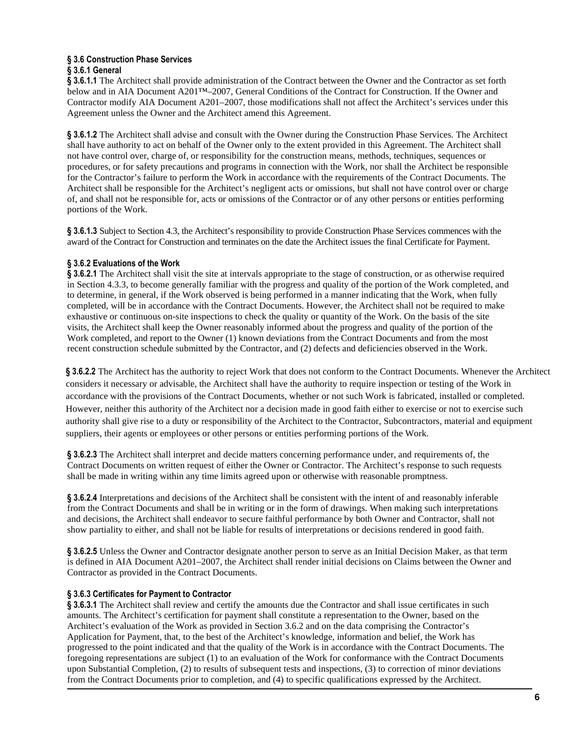**§ 3.6 Construction Phase Services**

**§ 3.6.1 General**

**§ 3.6.1.1** The Architect shall provide administration of the Contract between the Owner and the Contractor as set forth below and in AIA Document A201™–2007, General Conditions of the Contract for Construction. If the Owner and Contractor modify AIA Document A201–2007, those modifications shall not affect the Architect's services under this Agreement unless the Owner and the Architect amend this Agreement.

**§ 3.6.1.2** The Architect shall advise and consult with the Owner during the Construction Phase Services. The Architect shall have authority to act on behalf of the Owner only to the extent provided in this Agreement. The Architect shall not have control over, charge of, or responsibility for the construction means, methods, techniques, sequences or procedures, or for safety precautions and programs in connection with the Work, nor shall the Architect be responsible for the Contractor's failure to perform the Work in accordance with the requirements of the Contract Documents. The Architect shall be responsible for the Architect's negligent acts or omissions, but shall not have control over or charge of, and shall not be responsible for, acts or omissions of the Contractor or of any other persons or entities performing portions of the Work.

**§ 3.6.1.3** Subject to Section 4.3, the Architect's responsibility to provide Construction Phase Services commences with the award of the Contract for Construction and terminates on the date the Architect issues the final Certificate for Payment.

**§ 3.6.2 Evaluations of the Work**

**§ 3.6.2.1** The Architect shall visit the site at intervals appropriate to the stage of construction, or as otherwise required in Section 4.3.3, to become generally familiar with the progress and quality of the portion of the Work completed, and to determine, in general, if the Work observed is being performed in a manner indicating that the Work, when fully completed, will be in accordance with the Contract Documents. However, the Architect shall not be required to make exhaustive or continuous on-site inspections to check the quality or quantity of the Work. On the basis of the site visits, the Architect shall keep the Owner reasonably informed about the progress and quality of the portion of the Work completed, and report to the Owner (1) known deviations from the Contract Documents and from the most recent construction schedule submitted by the Contractor, and (2) defects and deficiencies observed in the Work.

**§ 3.6.2.2** The Architect has the authority to reject Work that does not conform to the Contract Documents. Whenever the Architect considers it necessary or advisable, the Architect shall have the authority to require inspection or testing of the Work in accordance with the provisions of the Contract Documents, whether or not such Work is fabricated, installed or completed. However, neither this authority of the Architect nor a decision made in good faith either to exercise or not to exercise such authority shall give rise to a duty or responsibility of the Architect to the Contractor, Subcontractors, material and equipment suppliers, their agents or employees or other persons or entities performing portions of the Work.

**§ 3.6.2.3** The Architect shall interpret and decide matters concerning performance under, and requirements of, the Contract Documents on written request of either the Owner or Contractor. The Architect's response to such requests shall be made in writing within any time limits agreed upon or otherwise with reasonable promptness.

**§ 3.6.2.4** Interpretations and decisions of the Architect shall be consistent with the intent of and reasonably inferable from the Contract Documents and shall be in writing or in the form of drawings. When making such interpretations and decisions, the Architect shall endeavor to secure faithful performance by both Owner and Contractor, shall not show partiality to either, and shall not be liable for results of interpretations or decisions rendered in good faith.

**§ 3.6.2.5** Unless the Owner and Contractor designate another person to serve as an Initial Decision Maker, as that term is defined in AIA Document A201–2007, the Architect shall render initial decisions on Claims between the Owner and Contractor as provided in the Contract Documents.

**§ 3.6.3 Certificates for Payment to Contractor**

**§ 3.6.3.1** The Architect shall review and certify the amounts due the Contractor and shall issue certificates in such amounts. The Architect's certification for payment shall constitute a representation to the Owner, based on the Architect's evaluation of the Work as provided in Section 3.6.2 and on the data comprising the Contractor's Application for Payment, that, to the best of the Architect's knowledge, information and belief, the Work has progressed to the point indicated and that the quality of the Work is in accordance with the Contract Documents. The foregoing representations are subject (1) to an evaluation of the Work for conformance with the Contract Documents upon Substantial Completion, (2) to results of subsequent tests and inspections, (3) to correction of minor deviations from the Contract Documents prior to completion, and (4) to specific qualifications expressed by the Architect.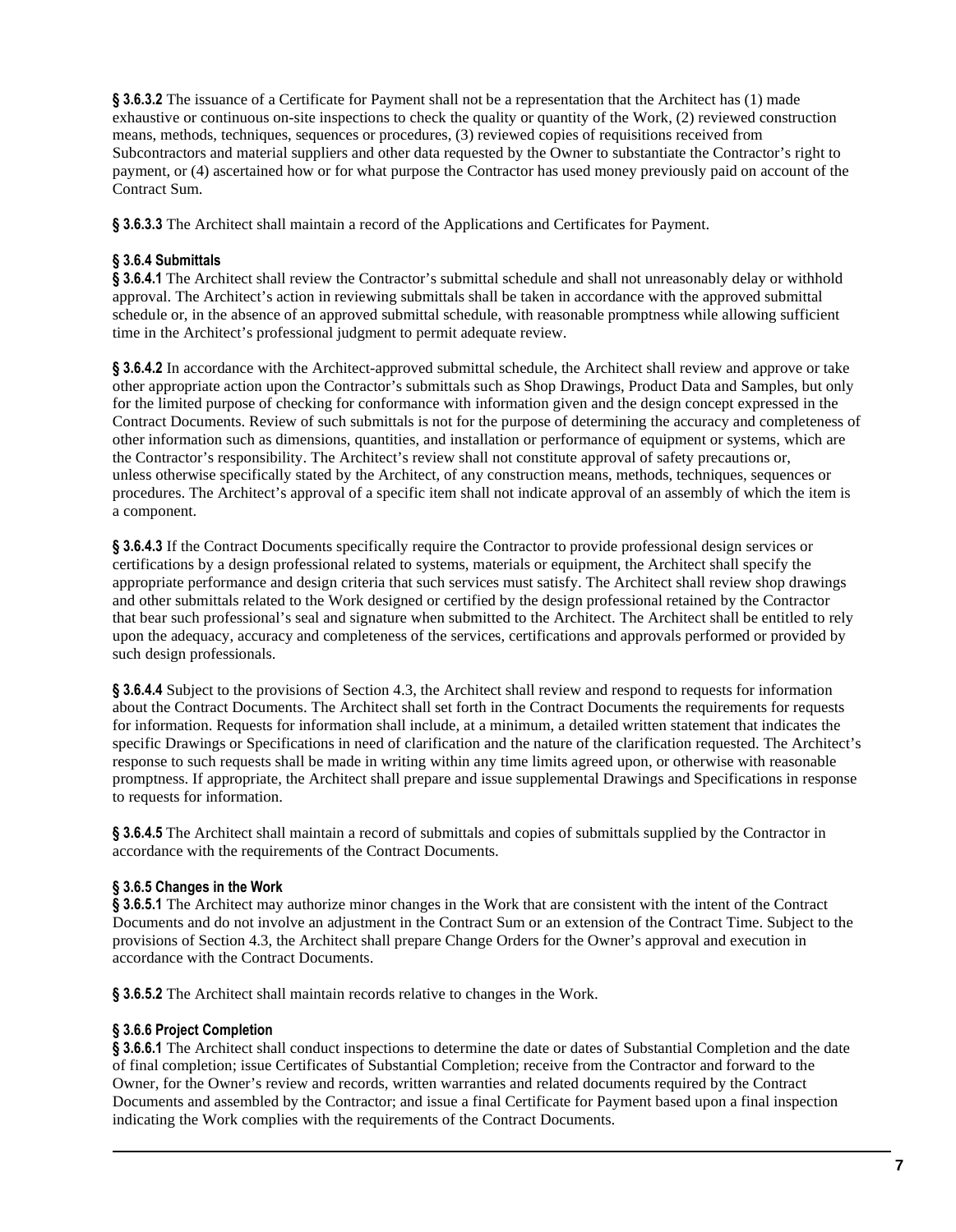**§ 3.6.3.2** The issuance of a Certificate for Payment shall not be a representation that the Architect has (1) made exhaustive or continuous on-site inspections to check the quality or quantity of the Work, (2) reviewed construction means, methods, techniques, sequences or procedures, (3) reviewed copies of requisitions received from Subcontractors and material suppliers and other data requested by the Owner to substantiate the Contractor's right to payment, or (4) ascertained how or for what purpose the Contractor has used money previously paid on account of the Contract Sum.

**§ 3.6.3.3** The Architect shall maintain a record of the Applications and Certificates for Payment.

**§ 3.6.4 Submittals**

**§ 3.6.4.1** The Architect shall review the Contractor's submittal schedule and shall not unreasonably delay or withhold approval. The Architect's action in reviewing submittals shall be taken in accordance with the approved submittal schedule or, in the absence of an approved submittal schedule, with reasonable promptness while allowing sufficient time in the Architect's professional judgment to permit adequate review.

**§ 3.6.4.2** In accordance with the Architect-approved submittal schedule, the Architect shall review and approve or take other appropriate action upon the Contractor's submittals such as Shop Drawings, Product Data and Samples, but only for the limited purpose of checking for conformance with information given and the design concept expressed in the Contract Documents. Review of such submittals is not for the purpose of determining the accuracy and completeness of other information such as dimensions, quantities, and installation or performance of equipment or systems, which are the Contractor's responsibility. The Architect's review shall not constitute approval of safety precautions or, unless otherwise specifically stated by the Architect, of any construction means, methods, techniques, sequences or procedures. The Architect's approval of a specific item shall not indicate approval of an assembly of which the item is a component.

**§ 3.6.4.3** If the Contract Documents specifically require the Contractor to provide professional design services or certifications by a design professional related to systems, materials or equipment, the Architect shall specify the appropriate performance and design criteria that such services must satisfy. The Architect shall review shop drawings and other submittals related to the Work designed or certified by the design professional retained by the Contractor that bear such professional's seal and signature when submitted to the Architect. The Architect shall be entitled to rely upon the adequacy, accuracy and completeness of the services, certifications and approvals performed or provided by such design professionals.

**§ 3.6.4.4** Subject to the provisions of Section 4.3, the Architect shall review and respond to requests for information about the Contract Documents. The Architect shall set forth in the Contract Documents the requirements for requests for information. Requests for information shall include, at a minimum, a detailed written statement that indicates the specific Drawings or Specifications in need of clarification and the nature of the clarification requested. The Architect's response to such requests shall be made in writing within any time limits agreed upon, or otherwise with reasonable promptness. If appropriate, the Architect shall prepare and issue supplemental Drawings and Specifications in response to requests for information.

**§ 3.6.4.5** The Architect shall maintain a record of submittals and copies of submittals supplied by the Contractor in accordance with the requirements of the Contract Documents.

**§ 3.6.5 Changes in the Work**

**§ 3.6.5.1** The Architect may authorize minor changes in the Work that are consistent with the intent of the Contract Documents and do not involve an adjustment in the Contract Sum or an extension of the Contract Time. Subject to the provisions of Section 4.3, the Architect shall prepare Change Orders for the Owner's approval and execution in accordance with the Contract Documents.

**§ 3.6.5.2** The Architect shall maintain records relative to changes in the Work.

**§ 3.6.6 Project Completion**

**§ 3.6.6.1** The Architect shall conduct inspections to determine the date or dates of Substantial Completion and the date of final completion; issue Certificates of Substantial Completion; receive from the Contractor and forward to the Owner, for the Owner's review and records, written warranties and related documents required by the Contract Documents and assembled by the Contractor; and issue a final Certificate for Payment based upon a final inspection indicating the Work complies with the requirements of the Contract Documents.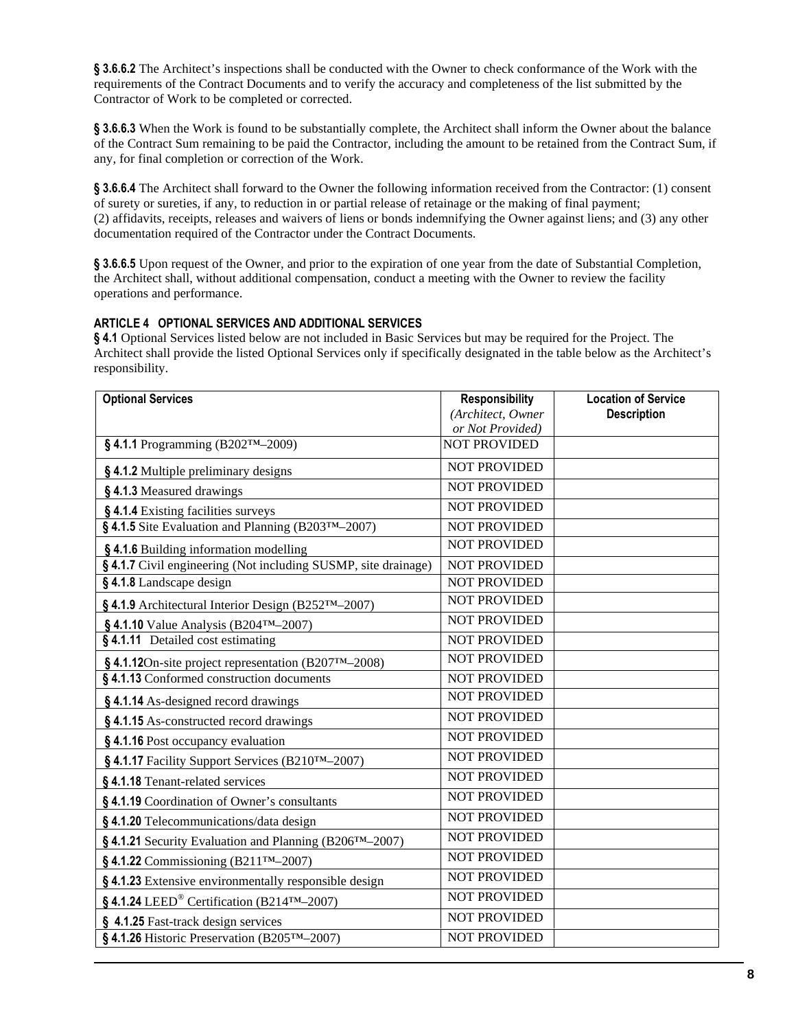**§ 3.6.6.2** The Architect's inspections shall be conducted with the Owner to check conformance of the Work with the requirements of the Contract Documents and to verify the accuracy and completeness of the list submitted by the Contractor of Work to be completed or corrected.

**§ 3.6.6.3** When the Work is found to be substantially complete, the Architect shall inform the Owner about the balance of the Contract Sum remaining to be paid the Contractor, including the amount to be retained from the Contract Sum, if any, for final completion or correction of the Work.

**§ 3.6.6.4** The Architect shall forward to the Owner the following information received from the Contractor: (1) consent of surety or sureties, if any, to reduction in or partial release of retainage or the making of final payment; (2) affidavits, receipts, releases and waivers of liens or bonds indemnifying the Owner against liens; and (3) any other documentation required of the Contractor under the Contract Documents.

**§ 3.6.6.5** Upon request of the Owner, and prior to the expiration of one year from the date of Substantial Completion, the Architect shall, without additional compensation, conduct a meeting with the Owner to review the facility operations and performance.

## ARTICLE 4 OPTIONAL SERVICES AND ADDITIONAL SERVICES

**§ 4.1** Optional Services listed below are not included in Basic Services but may be required for the Project. The Architect shall provide the listed Optional Services only if specifically designated in the table below as the Architect's responsibility.

| **Optional Services** | **Responsibility** *(Architect, Owner or Not Provided)* | **Location of Service Description** |
|---|---|---|
| **§ 4.1.1** Programming (B202™–2009) | NOT PROVIDED | |
| **§ 4.1.2** Multiple preliminary designs | NOT PROVIDED | |
| **§ 4.1.3** Measured drawings | NOT PROVIDED | |
| **§ 4.1.4** Existing facilities surveys | NOT PROVIDED | |
| **§ 4.1.5** Site Evaluation and Planning (B203™–2007) | NOT PROVIDED | |
| **§ 4.1.6** Building information modelling | NOT PROVIDED | |
| **§ 4.1.7** Civil engineering (Not including SUSMP, site drainage) | NOT PROVIDED | |
| **§ 4.1.8** Landscape design | NOT PROVIDED | |
| **§ 4.1.9** Architectural Interior Design (B252™–2007) | NOT PROVIDED | |
| **§ 4.1.10** Value Analysis (B204™–2007) | NOT PROVIDED | |
| **§ 4.1.11** Detailed cost estimating | NOT PROVIDED | |
| **§ 4.1.12**On-site project representation (B207™–2008) | NOT PROVIDED | |
| **§ 4.1.13** Conformed construction documents | NOT PROVIDED | |
| **§ 4.1.14** As-designed record drawings | NOT PROVIDED | |
| **§ 4.1.15** As-constructed record drawings | NOT PROVIDED | |
| **§ 4.1.16** Post occupancy evaluation | NOT PROVIDED | |
| **§ 4.1.17** Facility Support Services (B210™–2007) | NOT PROVIDED | |
| **§ 4.1.18** Tenant-related services | NOT PROVIDED | |
| **§ 4.1.19** Coordination of Owner's consultants | NOT PROVIDED | |
| **§ 4.1.20** Telecommunications/data design | NOT PROVIDED | |
| **§ 4.1.21** Security Evaluation and Planning (B206™–2007) | NOT PROVIDED | |
| **§ 4.1.22** Commissioning (B211™–2007) | NOT PROVIDED | |
| **§ 4.1.23** Extensive environmentally responsible design | NOT PROVIDED | |
| **§ 4.1.24** LEED® Certification (B214™–2007) | NOT PROVIDED | |
| **§ 4.1.25** Fast-track design services | NOT PROVIDED | |
| **§ 4.1.26** Historic Preservation (B205™–2007) | NOT PROVIDED | |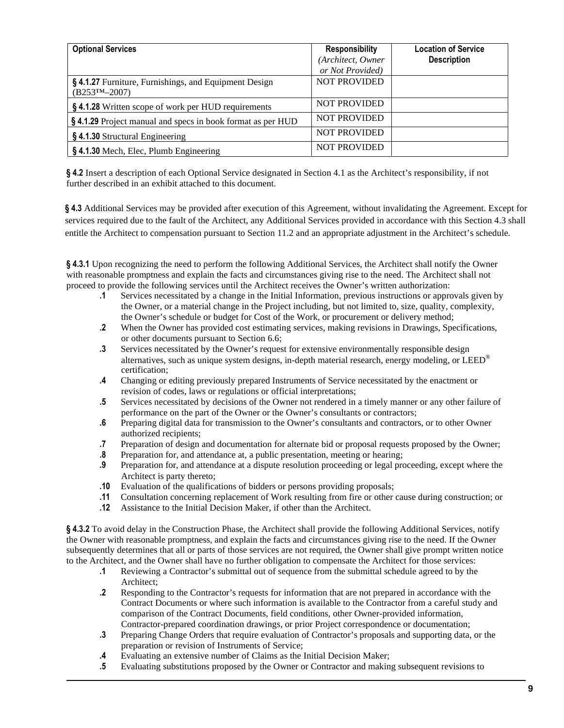| Optional Services | Responsibility *(Architect, Owner or Not Provided)* | Location of Service Description |
|---|---|---|
| **§ 4.1.27** Furniture, Furnishings, and Equipment Design (B253™–2007) | NOT PROVIDED | |
| **§ 4.1.28** Written scope of work per HUD requirements | NOT PROVIDED | |
| **§ 4.1.29** Project manual and specs in book format as per HUD | NOT PROVIDED | |
| **§ 4.1.30** Structural Engineering | NOT PROVIDED | |
| **§ 4.1.30** Mech, Elec, Plumb Engineering | NOT PROVIDED | |

**§ 4.2** Insert a description of each Optional Service designated in Section 4.1 as the Architect's responsibility, if not further described in an exhibit attached to this document.

**§ 4.3** Additional Services may be provided after execution of this Agreement, without invalidating the Agreement. Except for services required due to the fault of the Architect, any Additional Services provided in accordance with this Section 4.3 shall entitle the Architect to compensation pursuant to Section 11.2 and an appropriate adjustment in the Architect's schedule.

**§ 4.3.1** Upon recognizing the need to perform the following Additional Services, the Architect shall notify the Owner with reasonable promptness and explain the facts and circumstances giving rise to the need. The Architect shall not proceed to provide the following services until the Architect receives the Owner's written authorization:

- **.1** Services necessitated by a change in the Initial Information, previous instructions or approvals given by the Owner, or a material change in the Project including, but not limited to, size, quality, complexity, the Owner's schedule or budget for Cost of the Work, or procurement or delivery method;
- **.2** When the Owner has provided cost estimating services, making revisions in Drawings, Specifications, or other documents pursuant to Section 6.6;
- **.3** Services necessitated by the Owner's request for extensive environmentally responsible design alternatives, such as unique system designs, in-depth material research, energy modeling, or LEED® certification;
- **.4** Changing or editing previously prepared Instruments of Service necessitated by the enactment or revision of codes, laws or regulations or official interpretations;
- **.5** Services necessitated by decisions of the Owner not rendered in a timely manner or any other failure of performance on the part of the Owner or the Owner's consultants or contractors;
- **.6** Preparing digital data for transmission to the Owner's consultants and contractors, or to other Owner authorized recipients;
- **.7** Preparation of design and documentation for alternate bid or proposal requests proposed by the Owner;
- **.8** Preparation for, and attendance at, a public presentation, meeting or hearing;
- **.9** Preparation for, and attendance at a dispute resolution proceeding or legal proceeding, except where the Architect is party thereto;
- **.10** Evaluation of the qualifications of bidders or persons providing proposals;
- **.11** Consultation concerning replacement of Work resulting from fire or other cause during construction; or
- **.12** Assistance to the Initial Decision Maker, if other than the Architect.

**§ 4.3.2** To avoid delay in the Construction Phase, the Architect shall provide the following Additional Services, notify the Owner with reasonable promptness, and explain the facts and circumstances giving rise to the need. If the Owner subsequently determines that all or parts of those services are not required, the Owner shall give prompt written notice to the Architect, and the Owner shall have no further obligation to compensate the Architect for those services:

- **.1** Reviewing a Contractor's submittal out of sequence from the submittal schedule agreed to by the Architect;
- **.2** Responding to the Contractor's requests for information that are not prepared in accordance with the Contract Documents or where such information is available to the Contractor from a careful study and comparison of the Contract Documents, field conditions, other Owner-provided information, Contractor-prepared coordination drawings, or prior Project correspondence or documentation;
- **.3** Preparing Change Orders that require evaluation of Contractor's proposals and supporting data, or the preparation or revision of Instruments of Service;
- **.4** Evaluating an extensive number of Claims as the Initial Decision Maker;
- **.5** Evaluating substitutions proposed by the Owner or Contractor and making subsequent revisions to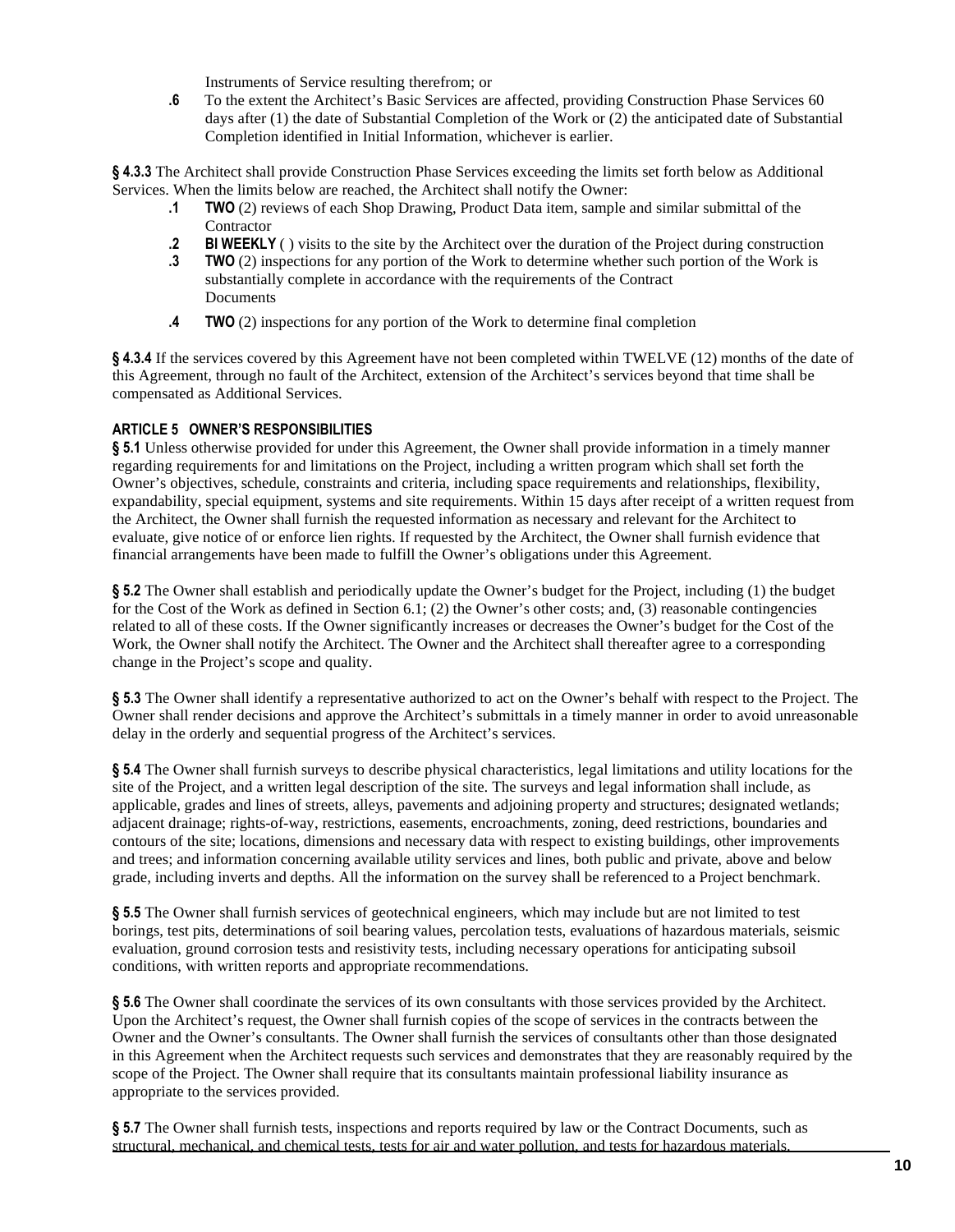Instruments of Service resulting therefrom; or

**.6** To the extent the Architect's Basic Services are affected, providing Construction Phase Services 60 days after (1) the date of Substantial Completion of the Work or (2) the anticipated date of Substantial Completion identified in Initial Information, whichever is earlier.

**§ 4.3.3** The Architect shall provide Construction Phase Services exceeding the limits set forth below as Additional Services. When the limits below are reached, the Architect shall notify the Owner:

**.1** **TWO** (2) reviews of each Shop Drawing, Product Data item, sample and similar submittal of the Contractor

**.2** **BI WEEKLY** ( ) visits to the site by the Architect over the duration of the Project during construction

**.3** **TWO** (2) inspections for any portion of the Work to determine whether such portion of the Work is substantially complete in accordance with the requirements of the Contract Documents

**.4** **TWO** (2) inspections for any portion of the Work to determine final completion

**§ 4.3.4** If the services covered by this Agreement have not been completed within TWELVE (12) months of the date of this Agreement, through no fault of the Architect, extension of the Architect's services beyond that time shall be compensated as Additional Services.

## ARTICLE 5 OWNER'S RESPONSIBILITIES

**§ 5.1** Unless otherwise provided for under this Agreement, the Owner shall provide information in a timely manner regarding requirements for and limitations on the Project, including a written program which shall set forth the Owner's objectives, schedule, constraints and criteria, including space requirements and relationships, flexibility, expandability, special equipment, systems and site requirements. Within 15 days after receipt of a written request from the Architect, the Owner shall furnish the requested information as necessary and relevant for the Architect to evaluate, give notice of or enforce lien rights. If requested by the Architect, the Owner shall furnish evidence that financial arrangements have been made to fulfill the Owner's obligations under this Agreement.

**§ 5.2** The Owner shall establish and periodically update the Owner's budget for the Project, including (1) the budget for the Cost of the Work as defined in Section 6.1; (2) the Owner's other costs; and, (3) reasonable contingencies related to all of these costs. If the Owner significantly increases or decreases the Owner's budget for the Cost of the Work, the Owner shall notify the Architect. The Owner and the Architect shall thereafter agree to a corresponding change in the Project's scope and quality.

**§ 5.3** The Owner shall identify a representative authorized to act on the Owner's behalf with respect to the Project. The Owner shall render decisions and approve the Architect's submittals in a timely manner in order to avoid unreasonable delay in the orderly and sequential progress of the Architect's services.

**§ 5.4** The Owner shall furnish surveys to describe physical characteristics, legal limitations and utility locations for the site of the Project, and a written legal description of the site. The surveys and legal information shall include, as applicable, grades and lines of streets, alleys, pavements and adjoining property and structures; designated wetlands; adjacent drainage; rights-of-way, restrictions, easements, encroachments, zoning, deed restrictions, boundaries and contours of the site; locations, dimensions and necessary data with respect to existing buildings, other improvements and trees; and information concerning available utility services and lines, both public and private, above and below grade, including inverts and depths. All the information on the survey shall be referenced to a Project benchmark.

**§ 5.5** The Owner shall furnish services of geotechnical engineers, which may include but are not limited to test borings, test pits, determinations of soil bearing values, percolation tests, evaluations of hazardous materials, seismic evaluation, ground corrosion tests and resistivity tests, including necessary operations for anticipating subsoil conditions, with written reports and appropriate recommendations.

**§ 5.6** The Owner shall coordinate the services of its own consultants with those services provided by the Architect. Upon the Architect's request, the Owner shall furnish copies of the scope of services in the contracts between the Owner and the Owner's consultants. The Owner shall furnish the services of consultants other than those designated in this Agreement when the Architect requests such services and demonstrates that they are reasonably required by the scope of the Project. The Owner shall require that its consultants maintain professional liability insurance as appropriate to the services provided.

**§ 5.7** The Owner shall furnish tests, inspections and reports required by law or the Contract Documents, such as structural, mechanical, and chemical tests, tests for air and water pollution, and tests for hazardous materials.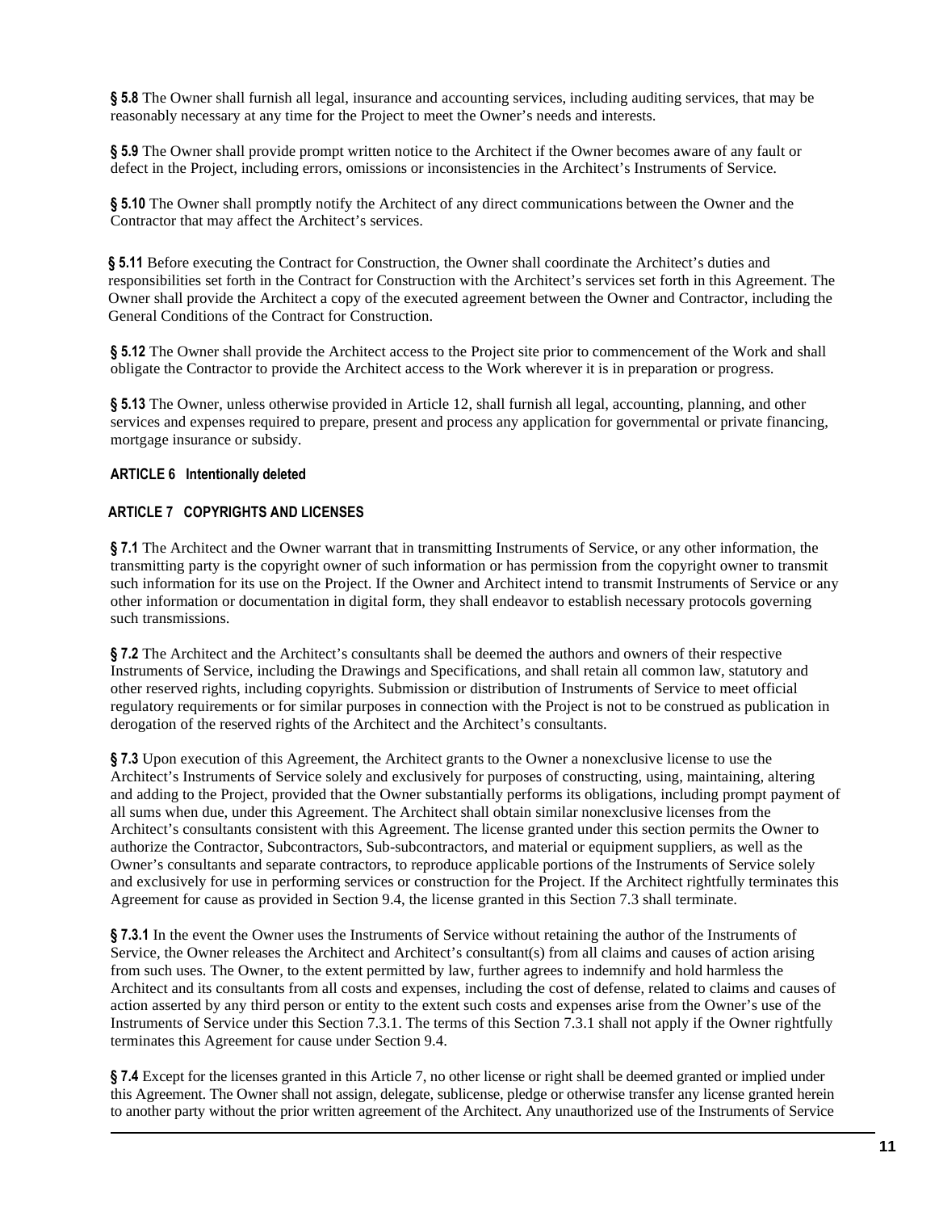**§ 5.8** The Owner shall furnish all legal, insurance and accounting services, including auditing services, that may be reasonably necessary at any time for the Project to meet the Owner's needs and interests.

**§ 5.9** The Owner shall provide prompt written notice to the Architect if the Owner becomes aware of any fault or defect in the Project, including errors, omissions or inconsistencies in the Architect's Instruments of Service.

**§ 5.10** The Owner shall promptly notify the Architect of any direct communications between the Owner and the Contractor that may affect the Architect's services.

**§ 5.11** Before executing the Contract for Construction, the Owner shall coordinate the Architect's duties and responsibilities set forth in the Contract for Construction with the Architect's services set forth in this Agreement. The Owner shall provide the Architect a copy of the executed agreement between the Owner and Contractor, including the General Conditions of the Contract for Construction.

**§ 5.12** The Owner shall provide the Architect access to the Project site prior to commencement of the Work and shall obligate the Contractor to provide the Architect access to the Work wherever it is in preparation or progress.

**§ 5.13** The Owner, unless otherwise provided in Article 12, shall furnish all legal, accounting, planning, and other services and expenses required to prepare, present and process any application for governmental or private financing, mortgage insurance or subsidy.

## ARTICLE 6 Intentionally deleted

## ARTICLE 7 COPYRIGHTS AND LICENSES

**§ 7.1** The Architect and the Owner warrant that in transmitting Instruments of Service, or any other information, the transmitting party is the copyright owner of such information or has permission from the copyright owner to transmit such information for its use on the Project. If the Owner and Architect intend to transmit Instruments of Service or any other information or documentation in digital form, they shall endeavor to establish necessary protocols governing such transmissions.

**§ 7.2** The Architect and the Architect's consultants shall be deemed the authors and owners of their respective Instruments of Service, including the Drawings and Specifications, and shall retain all common law, statutory and other reserved rights, including copyrights. Submission or distribution of Instruments of Service to meet official regulatory requirements or for similar purposes in connection with the Project is not to be construed as publication in derogation of the reserved rights of the Architect and the Architect's consultants.

**§ 7.3** Upon execution of this Agreement, the Architect grants to the Owner a nonexclusive license to use the Architect's Instruments of Service solely and exclusively for purposes of constructing, using, maintaining, altering and adding to the Project, provided that the Owner substantially performs its obligations, including prompt payment of all sums when due, under this Agreement. The Architect shall obtain similar nonexclusive licenses from the Architect's consultants consistent with this Agreement. The license granted under this section permits the Owner to authorize the Contractor, Subcontractors, Sub-subcontractors, and material or equipment suppliers, as well as the Owner's consultants and separate contractors, to reproduce applicable portions of the Instruments of Service solely and exclusively for use in performing services or construction for the Project. If the Architect rightfully terminates this Agreement for cause as provided in Section 9.4, the license granted in this Section 7.3 shall terminate.

**§ 7.3.1** In the event the Owner uses the Instruments of Service without retaining the author of the Instruments of Service, the Owner releases the Architect and Architect's consultant(s) from all claims and causes of action arising from such uses. The Owner, to the extent permitted by law, further agrees to indemnify and hold harmless the Architect and its consultants from all costs and expenses, including the cost of defense, related to claims and causes of action asserted by any third person or entity to the extent such costs and expenses arise from the Owner's use of the Instruments of Service under this Section 7.3.1. The terms of this Section 7.3.1 shall not apply if the Owner rightfully terminates this Agreement for cause under Section 9.4.

**§ 7.4** Except for the licenses granted in this Article 7, no other license or right shall be deemed granted or implied under this Agreement. The Owner shall not assign, delegate, sublicense, pledge or otherwise transfer any license granted herein to another party without the prior written agreement of the Architect. Any unauthorized use of the Instruments of Service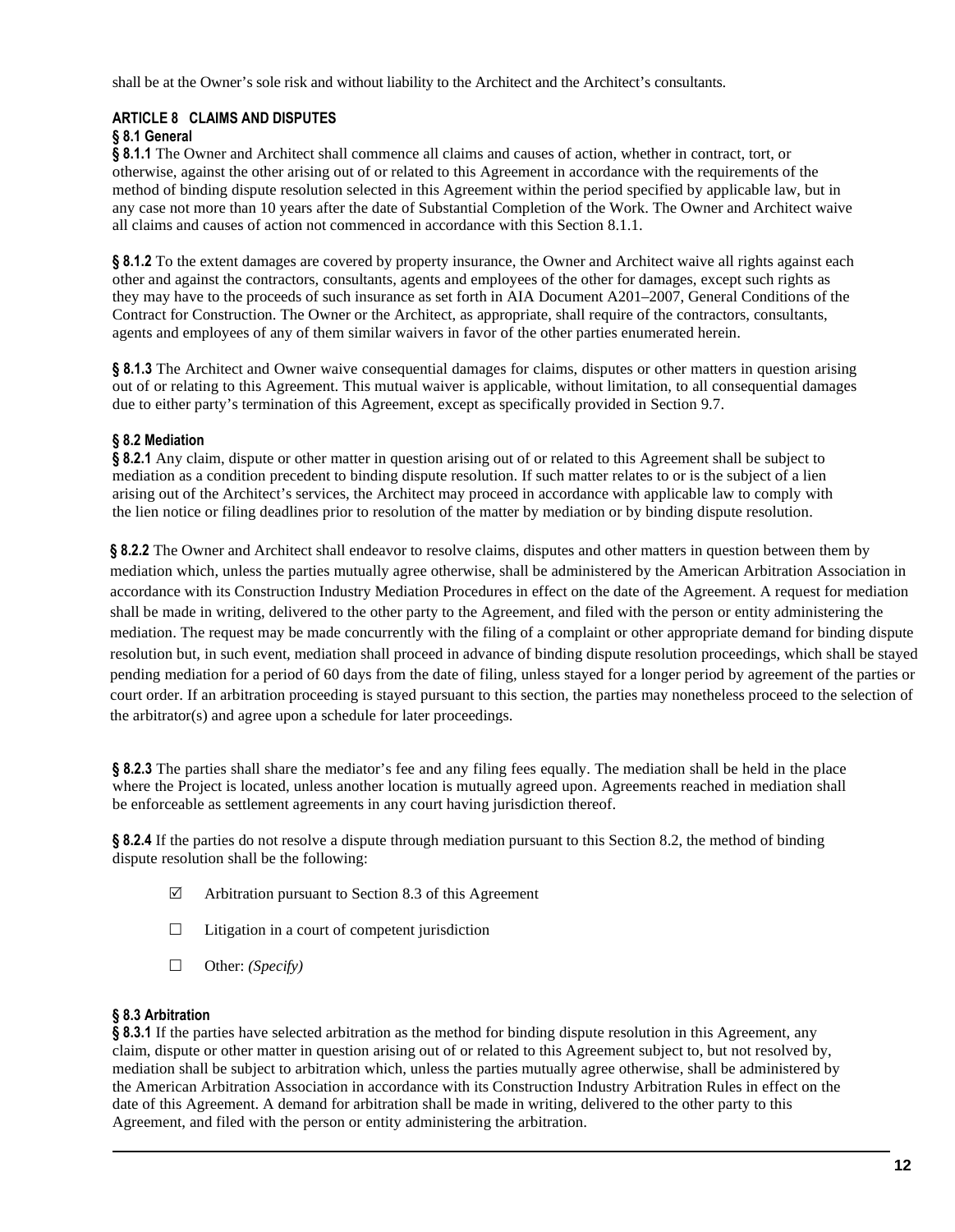shall be at the Owner's sole risk and without liability to the Architect and the Architect's consultants.

## ARTICLE 8 CLAIMS AND DISPUTES

### § 8.1 General

**§ 8.1.1** The Owner and Architect shall commence all claims and causes of action, whether in contract, tort, or otherwise, against the other arising out of or related to this Agreement in accordance with the requirements of the method of binding dispute resolution selected in this Agreement within the period specified by applicable law, but in any case not more than 10 years after the date of Substantial Completion of the Work. The Owner and Architect waive all claims and causes of action not commenced in accordance with this Section 8.1.1.

**§ 8.1.2** To the extent damages are covered by property insurance, the Owner and Architect waive all rights against each other and against the contractors, consultants, agents and employees of the other for damages, except such rights as they may have to the proceeds of such insurance as set forth in AIA Document A201–2007, General Conditions of the Contract for Construction. The Owner or the Architect, as appropriate, shall require of the contractors, consultants, agents and employees of any of them similar waivers in favor of the other parties enumerated herein.

**§ 8.1.3** The Architect and Owner waive consequential damages for claims, disputes or other matters in question arising out of or relating to this Agreement. This mutual waiver is applicable, without limitation, to all consequential damages due to either party's termination of this Agreement, except as specifically provided in Section 9.7.

### § 8.2 Mediation

**§ 8.2.1** Any claim, dispute or other matter in question arising out of or related to this Agreement shall be subject to mediation as a condition precedent to binding dispute resolution. If such matter relates to or is the subject of a lien arising out of the Architect's services, the Architect may proceed in accordance with applicable law to comply with the lien notice or filing deadlines prior to resolution of the matter by mediation or by binding dispute resolution.

**§ 8.2.2** The Owner and Architect shall endeavor to resolve claims, disputes and other matters in question between them by mediation which, unless the parties mutually agree otherwise, shall be administered by the American Arbitration Association in accordance with its Construction Industry Mediation Procedures in effect on the date of the Agreement. A request for mediation shall be made in writing, delivered to the other party to the Agreement, and filed with the person or entity administering the mediation. The request may be made concurrently with the filing of a complaint or other appropriate demand for binding dispute resolution but, in such event, mediation shall proceed in advance of binding dispute resolution proceedings, which shall be stayed pending mediation for a period of 60 days from the date of filing, unless stayed for a longer period by agreement of the parties or court order. If an arbitration proceeding is stayed pursuant to this section, the parties may nonetheless proceed to the selection of the arbitrator(s) and agree upon a schedule for later proceedings.

**§ 8.2.3** The parties shall share the mediator's fee and any filing fees equally. The mediation shall be held in the place where the Project is located, unless another location is mutually agreed upon. Agreements reached in mediation shall be enforceable as settlement agreements in any court having jurisdiction thereof.

**§ 8.2.4** If the parties do not resolve a dispute through mediation pursuant to this Section 8.2, the method of binding dispute resolution shall be the following:

☑ Arbitration pursuant to Section 8.3 of this Agreement

☐ Litigation in a court of competent jurisdiction

☐ Other: *(Specify)*

### § 8.3 Arbitration

**§ 8.3.1** If the parties have selected arbitration as the method for binding dispute resolution in this Agreement, any claim, dispute or other matter in question arising out of or related to this Agreement subject to, but not resolved by, mediation shall be subject to arbitration which, unless the parties mutually agree otherwise, shall be administered by the American Arbitration Association in accordance with its Construction Industry Arbitration Rules in effect on the date of this Agreement. A demand for arbitration shall be made in writing, delivered to the other party to this Agreement, and filed with the person or entity administering the arbitration.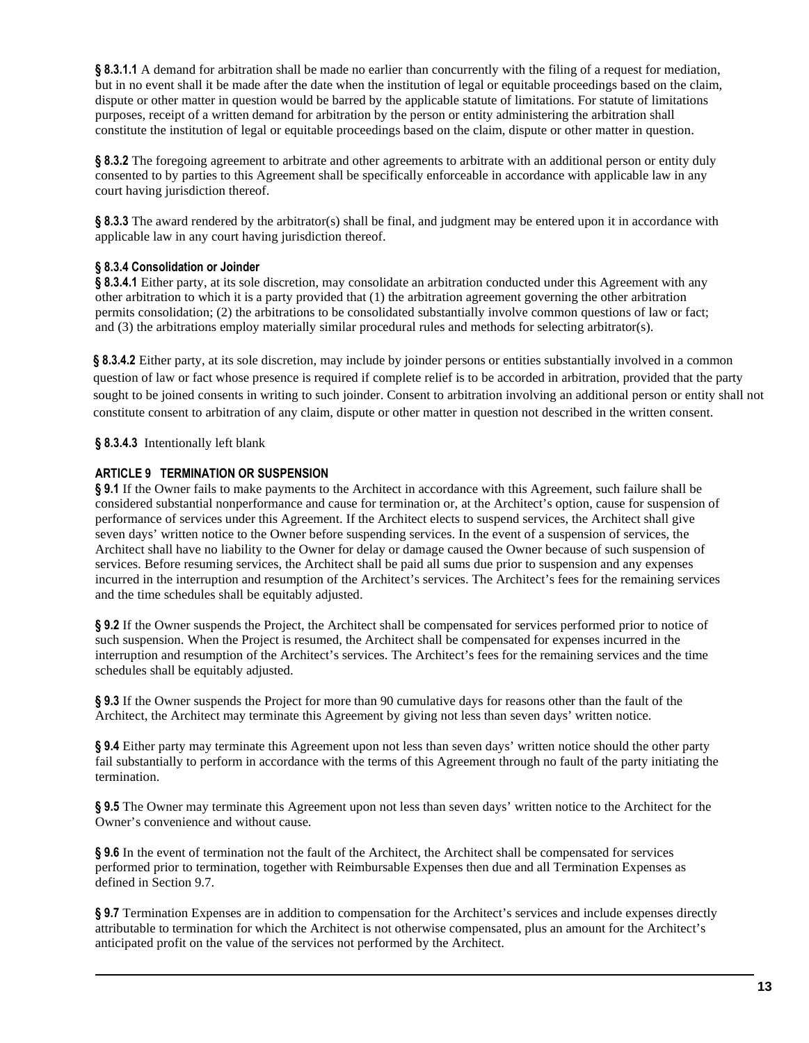**§ 8.3.1.1** A demand for arbitration shall be made no earlier than concurrently with the filing of a request for mediation, but in no event shall it be made after the date when the institution of legal or equitable proceedings based on the claim, dispute or other matter in question would be barred by the applicable statute of limitations. For statute of limitations purposes, receipt of a written demand for arbitration by the person or entity administering the arbitration shall constitute the institution of legal or equitable proceedings based on the claim, dispute or other matter in question.

**§ 8.3.2** The foregoing agreement to arbitrate and other agreements to arbitrate with an additional person or entity duly consented to by parties to this Agreement shall be specifically enforceable in accordance with applicable law in any court having jurisdiction thereof.

**§ 8.3.3** The award rendered by the arbitrator(s) shall be final, and judgment may be entered upon it in accordance with applicable law in any court having jurisdiction thereof.

**§ 8.3.4 Consolidation or Joinder**

**§ 8.3.4.1** Either party, at its sole discretion, may consolidate an arbitration conducted under this Agreement with any other arbitration to which it is a party provided that (1) the arbitration agreement governing the other arbitration permits consolidation; (2) the arbitrations to be consolidated substantially involve common questions of law or fact; and (3) the arbitrations employ materially similar procedural rules and methods for selecting arbitrator(s).

**§ 8.3.4.2** Either party, at its sole discretion, may include by joinder persons or entities substantially involved in a common question of law or fact whose presence is required if complete relief is to be accorded in arbitration, provided that the party sought to be joined consents in writing to such joinder. Consent to arbitration involving an additional person or entity shall not constitute consent to arbitration of any claim, dispute or other matter in question not described in the written consent.

**§ 8.3.4.3** Intentionally left blank

## ARTICLE 9 TERMINATION OR SUSPENSION

**§ 9.1** If the Owner fails to make payments to the Architect in accordance with this Agreement, such failure shall be considered substantial nonperformance and cause for termination or, at the Architect's option, cause for suspension of performance of services under this Agreement. If the Architect elects to suspend services, the Architect shall give seven days' written notice to the Owner before suspending services. In the event of a suspension of services, the Architect shall have no liability to the Owner for delay or damage caused the Owner because of such suspension of services. Before resuming services, the Architect shall be paid all sums due prior to suspension and any expenses incurred in the interruption and resumption of the Architect's services. The Architect's fees for the remaining services and the time schedules shall be equitably adjusted.

**§ 9.2** If the Owner suspends the Project, the Architect shall be compensated for services performed prior to notice of such suspension. When the Project is resumed, the Architect shall be compensated for expenses incurred in the interruption and resumption of the Architect's services. The Architect's fees for the remaining services and the time schedules shall be equitably adjusted.

**§ 9.3** If the Owner suspends the Project for more than 90 cumulative days for reasons other than the fault of the Architect, the Architect may terminate this Agreement by giving not less than seven days' written notice.

**§ 9.4** Either party may terminate this Agreement upon not less than seven days' written notice should the other party fail substantially to perform in accordance with the terms of this Agreement through no fault of the party initiating the termination.

**§ 9.5** The Owner may terminate this Agreement upon not less than seven days' written notice to the Architect for the Owner's convenience and without cause.

**§ 9.6** In the event of termination not the fault of the Architect, the Architect shall be compensated for services performed prior to termination, together with Reimbursable Expenses then due and all Termination Expenses as defined in Section 9.7.

**§ 9.7** Termination Expenses are in addition to compensation for the Architect's services and include expenses directly attributable to termination for which the Architect is not otherwise compensated, plus an amount for the Architect's anticipated profit on the value of the services not performed by the Architect.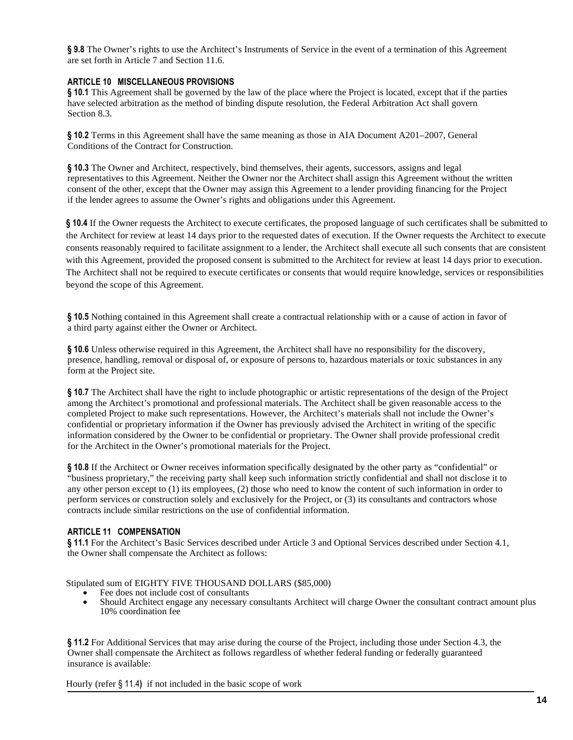**§ 9.8** The Owner's rights to use the Architect's Instruments of Service in the event of a termination of this Agreement are set forth in Article 7 and Section 11.6.

## ARTICLE 10 MISCELLANEOUS PROVISIONS

**§ 10.1** This Agreement shall be governed by the law of the place where the Project is located, except that if the parties have selected arbitration as the method of binding dispute resolution, the Federal Arbitration Act shall govern Section 8.3.

**§ 10.2** Terms in this Agreement shall have the same meaning as those in AIA Document A201–2007, General Conditions of the Contract for Construction.

**§ 10.3** The Owner and Architect, respectively, bind themselves, their agents, successors, assigns and legal representatives to this Agreement. Neither the Owner nor the Architect shall assign this Agreement without the written consent of the other, except that the Owner may assign this Agreement to a lender providing financing for the Project if the lender agrees to assume the Owner's rights and obligations under this Agreement.

**§ 10.4** If the Owner requests the Architect to execute certificates, the proposed language of such certificates shall be submitted to the Architect for review at least 14 days prior to the requested dates of execution. If the Owner requests the Architect to execute consents reasonably required to facilitate assignment to a lender, the Architect shall execute all such consents that are consistent with this Agreement, provided the proposed consent is submitted to the Architect for review at least 14 days prior to execution. The Architect shall not be required to execute certificates or consents that would require knowledge, services or responsibilities beyond the scope of this Agreement.

**§ 10.5** Nothing contained in this Agreement shall create a contractual relationship with or a cause of action in favor of a third party against either the Owner or Architect.

**§ 10.6** Unless otherwise required in this Agreement, the Architect shall have no responsibility for the discovery, presence, handling, removal or disposal of, or exposure of persons to, hazardous materials or toxic substances in any form at the Project site.

**§ 10.7** The Architect shall have the right to include photographic or artistic representations of the design of the Project among the Architect's promotional and professional materials. The Architect shall be given reasonable access to the completed Project to make such representations. However, the Architect's materials shall not include the Owner's confidential or proprietary information if the Owner has previously advised the Architect in writing of the specific information considered by the Owner to be confidential or proprietary. The Owner shall provide professional credit for the Architect in the Owner's promotional materials for the Project.

**§ 10.8** If the Architect or Owner receives information specifically designated by the other party as "confidential" or "business proprietary," the receiving party shall keep such information strictly confidential and shall not disclose it to any other person except to (1) its employees, (2) those who need to know the content of such information in order to perform services or construction solely and exclusively for the Project, or (3) its consultants and contractors whose contracts include similar restrictions on the use of confidential information.

## ARTICLE 11 COMPENSATION

**§ 11.1** For the Architect's Basic Services described under Article 3 and Optional Services described under Section 4.1, the Owner shall compensate the Architect as follows:

Stipulated sum of EIGHTY FIVE THOUSAND DOLLARS ($85,000)

- Fee does not include cost of consultants
- Should Architect engage any necessary consultants Architect will charge Owner the consultant contract amount plus 10% coordination fee

**§ 11.2** For Additional Services that may arise during the course of the Project, including those under Section 4.3, the Owner shall compensate the Architect as follows regardless of whether federal funding or federally guaranteed insurance is available:

Hourly (refer § 11.4) if not included in the basic scope of work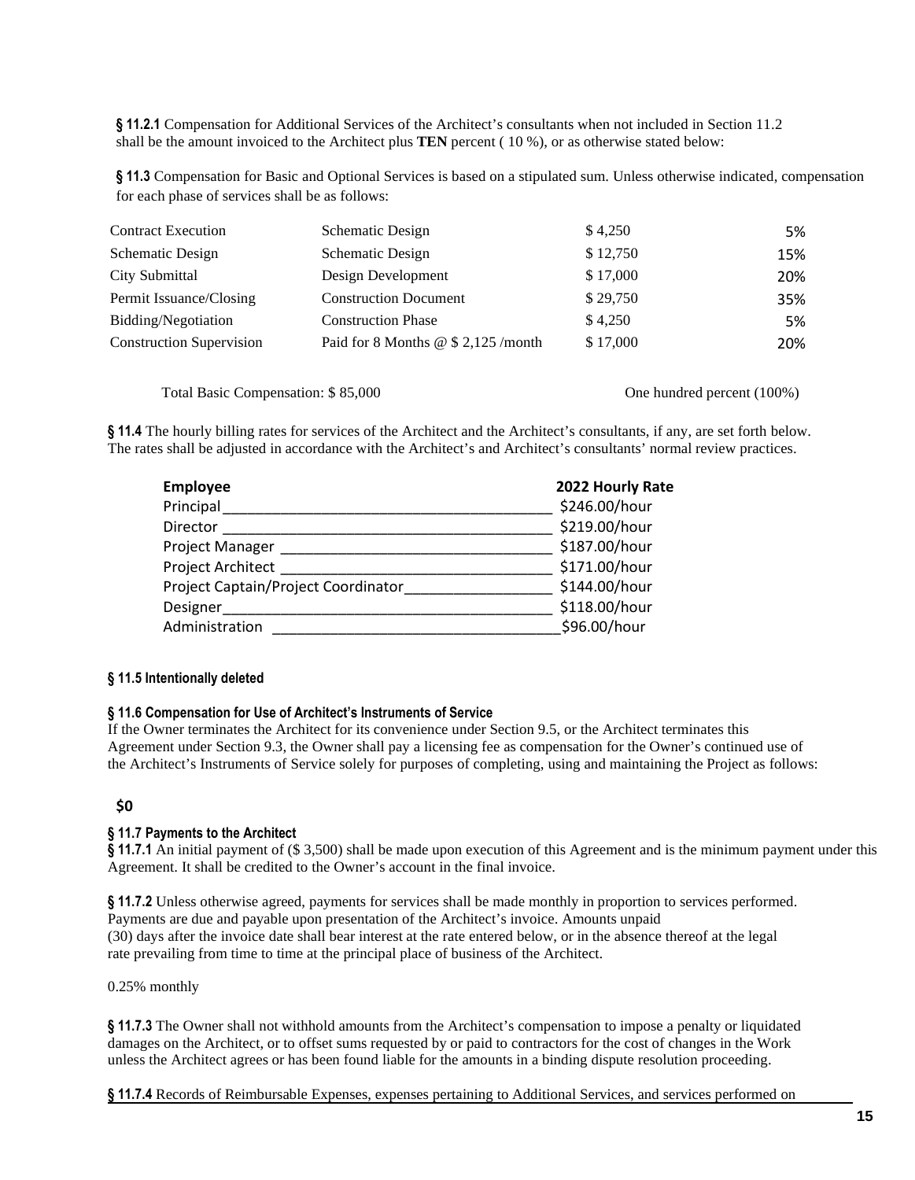**§ 11.2.1** Compensation for Additional Services of the Architect's consultants when not included in Section 11.2 shall be the amount invoiced to the Architect plus **TEN** percent ( 10 %), or as otherwise stated below:

**§ 11.3** Compensation for Basic and Optional Services is based on a stipulated sum. Unless otherwise indicated, compensation for each phase of services shall be as follows:

| | | | |
|---|---|---|---|
| Contract Execution | Schematic Design | $ 4,250 | 5% |
| Schematic Design | Schematic Design | $ 12,750 | 15% |
| City Submittal | Design Development | $ 17,000 | 20% |
| Permit Issuance/Closing | Construction Document | $ 29,750 | 35% |
| Bidding/Negotiation | Construction Phase | $ 4,250 | 5% |
| Construction Supervision | Paid for 8 Months @ $ 2,125 /month | $ 17,000 | 20% |

Total Basic Compensation: $ 85,000 One hundred percent (100%)

**§ 11.4** The hourly billing rates for services of the Architect and the Architect's consultants, if any, are set forth below. The rates shall be adjusted in accordance with the Architect's and Architect's consultants' normal review practices.

| Employee | 2022 Hourly Rate |
|---|---|
| Principal | $246.00/hour |
| Director | $219.00/hour |
| Project Manager | $187.00/hour |
| Project Architect | $171.00/hour |
| Project Captain/Project Coordinator | $144.00/hour |
| Designer | $118.00/hour |
| Administration | $96.00/hour |

**§ 11.5 Intentionally deleted**

**§ 11.6 Compensation for Use of Architect's Instruments of Service**

If the Owner terminates the Architect for its convenience under Section 9.5, or the Architect terminates this Agreement under Section 9.3, the Owner shall pay a licensing fee as compensation for the Owner's continued use of the Architect's Instruments of Service solely for purposes of completing, using and maintaining the Project as follows:

**$0**

**§ 11.7 Payments to the Architect**

**§ 11.7.1** An initial payment of ($ 3,500) shall be made upon execution of this Agreement and is the minimum payment under this Agreement. It shall be credited to the Owner's account in the final invoice.

**§ 11.7.2** Unless otherwise agreed, payments for services shall be made monthly in proportion to services performed. Payments are due and payable upon presentation of the Architect's invoice. Amounts unpaid (30) days after the invoice date shall bear interest at the rate entered below, or in the absence thereof at the legal rate prevailing from time to time at the principal place of business of the Architect.

0.25% monthly

**§ 11.7.3** The Owner shall not withhold amounts from the Architect's compensation to impose a penalty or liquidated damages on the Architect, or to offset sums requested by or paid to contractors for the cost of changes in the Work unless the Architect agrees or has been found liable for the amounts in a binding dispute resolution proceeding.

**§ 11.7.4** Records of Reimbursable Expenses, expenses pertaining to Additional Services, and services performed on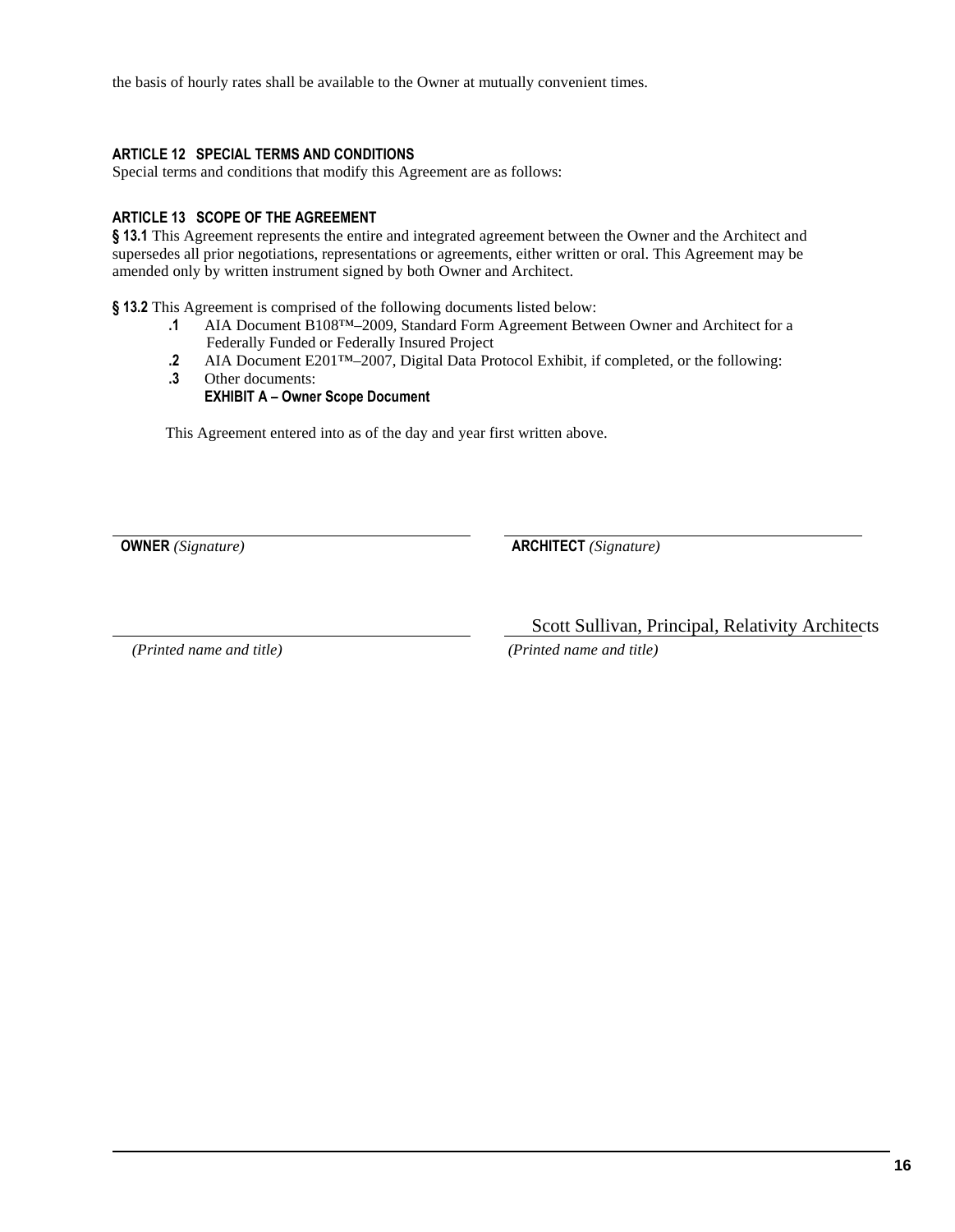the basis of hourly rates shall be available to the Owner at mutually convenient times.

**ARTICLE 12 SPECIAL TERMS AND CONDITIONS**

Special terms and conditions that modify this Agreement are as follows:

**ARTICLE 13 SCOPE OF THE AGREEMENT**

**§ 13.1** This Agreement represents the entire and integrated agreement between the Owner and the Architect and supersedes all prior negotiations, representations or agreements, either written or oral. This Agreement may be amended only by written instrument signed by both Owner and Architect.

**§ 13.2** This Agreement is comprised of the following documents listed below:

- **.1** AIA Document B108™–2009, Standard Form Agreement Between Owner and Architect for a Federally Funded or Federally Insured Project
- **.2** AIA Document E201™–2007, Digital Data Protocol Exhibit, if completed, or the following:
- **.3** Other documents:
  **EXHIBIT A – Owner Scope Document**

This Agreement entered into as of the day and year first written above.

| | |
|---|---|
| **OWNER** *(Signature)* | **ARCHITECT** *(Signature)* |
| | Scott Sullivan, Principal, Relativity Architects |
| *(Printed name and title)* | *(Printed name and title)* |